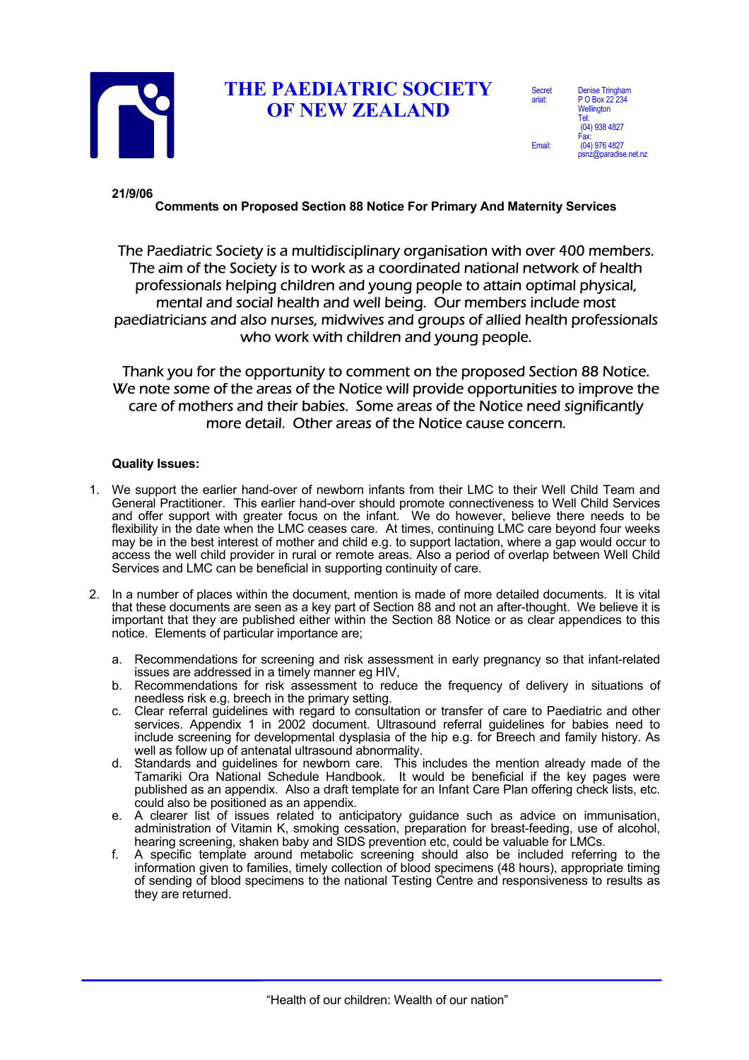# THE PAEDIATRIC SOCIETY OF NEW ZEALAND

Secretariat: Denise Tringham
P O Box 22 234
Wellington
Tel: (04) 938 4827
Fax: (04) 976 4827
Email: psnz@paradise.net.nz

**21/9/06**

**Comments on Proposed Section 88 Notice For Primary And Maternity Services**

The Paediatric Society is a multidisciplinary organisation with over 400 members. The aim of the Society is to work as a coordinated national network of health professionals helping children and young people to attain optimal physical, mental and social health and well being. Our members include most paediatricians and also nurses, midwives and groups of allied health professionals who work with children and young people.

Thank you for the opportunity to comment on the proposed Section 88 Notice. We note some of the areas of the Notice will provide opportunities to improve the care of mothers and their babies. Some areas of the Notice need significantly more detail. Other areas of the Notice cause concern.

**Quality Issues:**

1. We support the earlier hand-over of newborn infants from their LMC to their Well Child Team and General Practitioner. This earlier hand-over should promote connectiveness to Well Child Services and offer support with greater focus on the infant. We do however, believe there needs to be flexibility in the date when the LMC ceases care. At times, continuing LMC care beyond four weeks may be in the best interest of mother and child e.g. to support lactation, where a gap would occur to access the well child provider in rural or remote areas. Also a period of overlap between Well Child Services and LMC can be beneficial in supporting continuity of care.

2. In a number of places within the document, mention is made of more detailed documents. It is vital that these documents are seen as a key part of Section 88 and not an after-thought. We believe it is important that they are published either within the Section 88 Notice or as clear appendices to this notice. Elements of particular importance are;

   a. Recommendations for screening and risk assessment in early pregnancy so that infant-related issues are addressed in a timely manner eg HIV,
   b. Recommendations for risk assessment to reduce the frequency of delivery in situations of needless risk e.g. breech in the primary setting.
   c. Clear referral guidelines with regard to consultation or transfer of care to Paediatric and other services. Appendix 1 in 2002 document. Ultrasound referral guidelines for babies need to include screening for developmental dysplasia of the hip e.g. for Breech and family history. As well as follow up of antenatal ultrasound abnormality.
   d. Standards and guidelines for newborn care. This includes the mention already made of the Tamariki Ora National Schedule Handbook. It would be beneficial if the key pages were published as an appendix. Also a draft template for an Infant Care Plan offering check lists, etc. could also be positioned as an appendix.
   e. A clearer list of issues related to anticipatory guidance such as advice on immunisation, administration of Vitamin K, smoking cessation, preparation for breast-feeding, use of alcohol, hearing screening, shaken baby and SIDS prevention etc, could be valuable for LMCs.
   f. A specific template around metabolic screening should also be included referring to the information given to families, timely collection of blood specimens (48 hours), appropriate timing of sending of blood specimens to the national Testing Centre and responsiveness to results as they are returned.

"Health of our children: Wealth of our nation"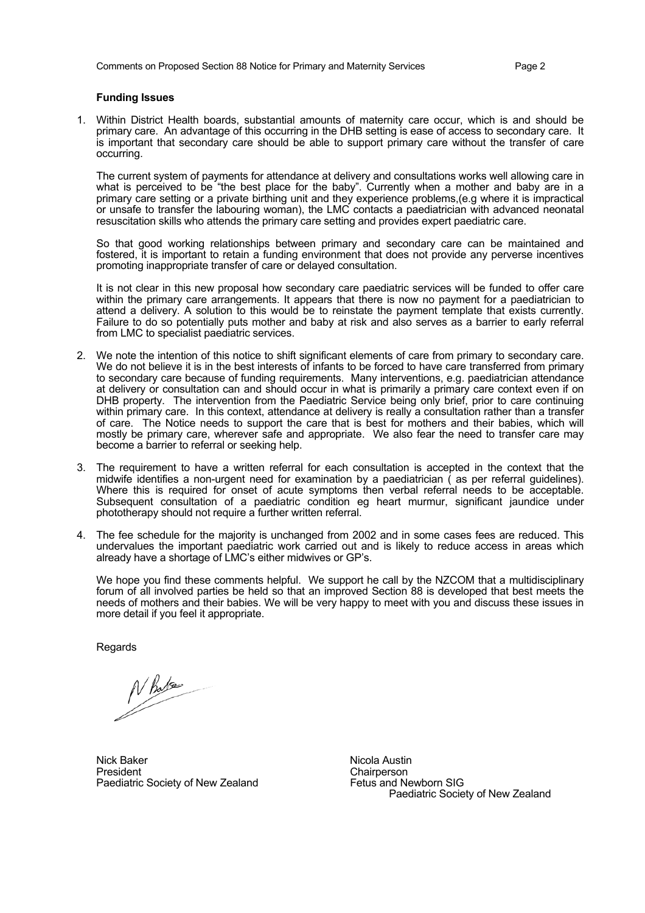**Funding Issues**

1. Within District Health boards, substantial amounts of maternity care occur, which is and should be primary care. An advantage of this occurring in the DHB setting is ease of access to secondary care. It is important that secondary care should be able to support primary care without the transfer of care occurring.

   The current system of payments for attendance at delivery and consultations works well allowing care in what is perceived to be "the best place for the baby". Currently when a mother and baby are in a primary care setting or a private birthing unit and they experience problems,(e.g where it is impractical or unsafe to transfer the labouring woman), the LMC contacts a paediatrician with advanced neonatal resuscitation skills who attends the primary care setting and provides expert paediatric care.

   So that good working relationships between primary and secondary care can be maintained and fostered, it is important to retain a funding environment that does not provide any perverse incentives promoting inappropriate transfer of care or delayed consultation.

   It is not clear in this new proposal how secondary care paediatric services will be funded to offer care within the primary care arrangements. It appears that there is now no payment for a paediatrician to attend a delivery. A solution to this would be to reinstate the payment template that exists currently. Failure to do so potentially puts mother and baby at risk and also serves as a barrier to early referral from LMC to specialist paediatric services.

2. We note the intention of this notice to shift significant elements of care from primary to secondary care. We do not believe it is in the best interests of infants to be forced to have care transferred from primary to secondary care because of funding requirements. Many interventions, e.g. paediatrician attendance at delivery or consultation can and should occur in what is primarily a primary care context even if on DHB property. The intervention from the Paediatric Service being only brief, prior to care continuing within primary care. In this context, attendance at delivery is really a consultation rather than a transfer of care. The Notice needs to support the care that is best for mothers and their babies, which will mostly be primary care, wherever safe and appropriate. We also fear the need to transfer care may become a barrier to referral or seeking help.

3. The requirement to have a written referral for each consultation is accepted in the context that the midwife identifies a non-urgent need for examination by a paediatrician ( as per referral guidelines). Where this is required for onset of acute symptoms then verbal referral needs to be acceptable. Subsequent consultation of a paediatric condition eg heart murmur, significant jaundice under phototherapy should not require a further written referral.

4. The fee schedule for the majority is unchanged from 2002 and in some cases fees are reduced. This undervalues the important paediatric work carried out and is likely to reduce access in areas which already have a shortage of LMC's either midwives or GP's.

We hope you find these comments helpful. We support he call by the NZCOM that a multidisciplinary forum of all involved parties be held so that an improved Section 88 is developed that best meets the needs of mothers and their babies. We will be very happy to meet with you and discuss these issues in more detail if you feel it appropriate.

Regards

Nick Baker
President
Paediatric Society of New Zealand

Nicola Austin
Chairperson
Fetus and Newborn SIG
Paediatric Society of New Zealand